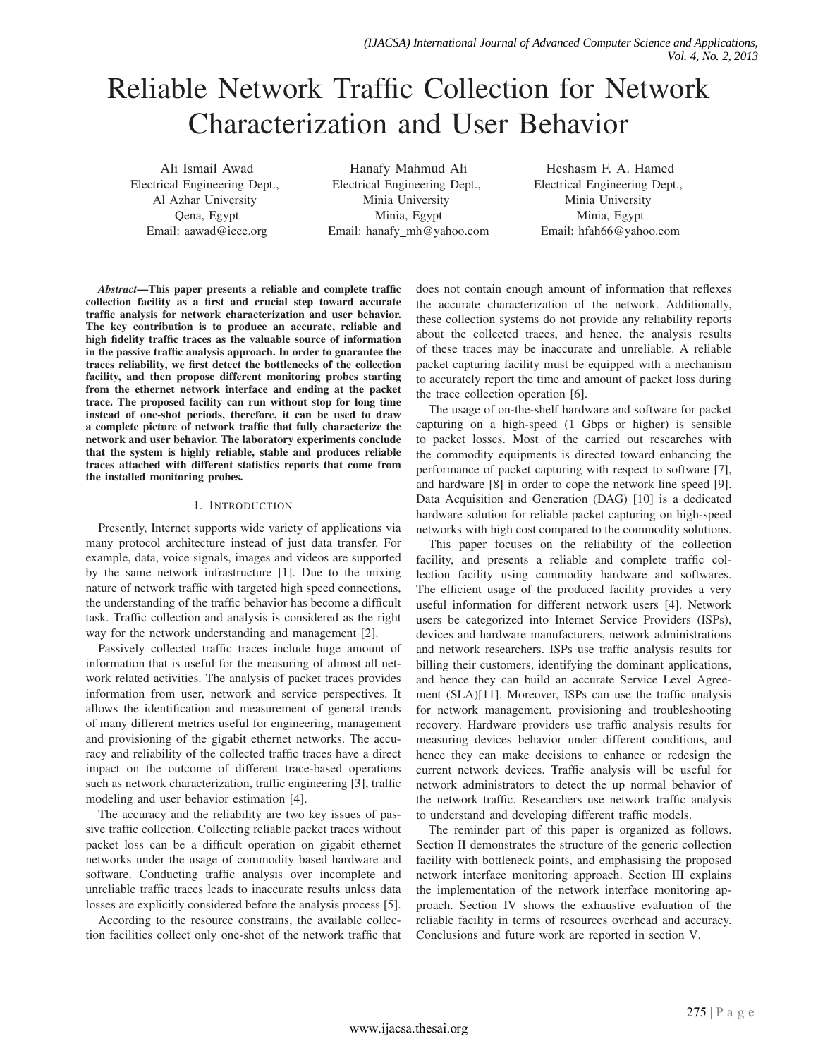# Reliable Network Traffic Collection for Network Characterization and User Behavior

Ali Ismail Awad
Electrical Engineering Dept.,
Al Azhar University
Qena, Egypt
Email: aawad@ieee.org

Hanafy Mahmud Ali
Electrical Engineering Dept.,
Minia University
Minia, Egypt
Email: hanafy_mh@yahoo.com

Heshasm F. A. Hamed
Electrical Engineering Dept.,
Minia University
Minia, Egypt
Email: hfah66@yahoo.com

***Abstract*—This paper presents a reliable and complete traffic collection facility as a first and crucial step toward accurate traffic analysis for network characterization and user behavior. The key contribution is to produce an accurate, reliable and high fidelity traffic traces as the valuable source of information in the passive traffic analysis approach. In order to guarantee the traces reliability, we first detect the bottlenecks of the collection facility, and then propose different monitoring probes starting from the ethernet network interface and ending at the packet trace. The proposed facility can run without stop for long time instead of one-shot periods, therefore, it can be used to draw a complete picture of network traffic that fully characterize the network and user behavior. The laboratory experiments conclude that the system is highly reliable, stable and produces reliable traces attached with different statistics reports that come from the installed monitoring probes.**

## I. Introduction

Presently, Internet supports wide variety of applications via many protocol architecture instead of just data transfer. For example, data, voice signals, images and videos are supported by the same network infrastructure [1]. Due to the mixing nature of network traffic with targeted high speed connections, the understanding of the traffic behavior has become a difficult task. Traffic collection and analysis is considered as the right way for the network understanding and management [2].

Passively collected traffic traces include huge amount of information that is useful for the measuring of almost all network related activities. The analysis of packet traces provides information from user, network and service perspectives. It allows the identification and measurement of general trends of many different metrics useful for engineering, management and provisioning of the gigabit ethernet networks. The accuracy and reliability of the collected traffic traces have a direct impact on the outcome of different trace-based operations such as network characterization, traffic engineering [3], traffic modeling and user behavior estimation [4].

The accuracy and the reliability are two key issues of passive traffic collection. Collecting reliable packet traces without packet loss can be a difficult operation on gigabit ethernet networks under the usage of commodity based hardware and software. Conducting traffic analysis over incomplete and unreliable traffic traces leads to inaccurate results unless data losses are explicitly considered before the analysis process [5].

According to the resource constrains, the available collection facilities collect only one-shot of the network traffic that does not contain enough amount of information that reflexes the accurate characterization of the network. Additionally, these collection systems do not provide any reliability reports about the collected traces, and hence, the analysis results of these traces may be inaccurate and unreliable. A reliable packet capturing facility must be equipped with a mechanism to accurately report the time and amount of packet loss during the trace collection operation [6].

The usage of on-the-shelf hardware and software for packet capturing on a high-speed (1 Gbps or higher) is sensible to packet losses. Most of the carried out researches with the commodity equipments is directed toward enhancing the performance of packet capturing with respect to software [7], and hardware [8] in order to cope the network line speed [9]. Data Acquisition and Generation (DAG) [10] is a dedicated hardware solution for reliable packet capturing on high-speed networks with high cost compared to the commodity solutions.

This paper focuses on the reliability of the collection facility, and presents a reliable and complete traffic collection facility using commodity hardware and softwares. The efficient usage of the produced facility provides a very useful information for different network users [4]. Network users be categorized into Internet Service Providers (ISPs), devices and hardware manufacturers, network administrations and network researchers. ISPs use traffic analysis results for billing their customers, identifying the dominant applications, and hence they can build an accurate Service Level Agreement (SLA)[11]. Moreover, ISPs can use the traffic analysis for network management, provisioning and troubleshooting recovery. Hardware providers use traffic analysis results for measuring devices behavior under different conditions, and hence they can make decisions to enhance or redesign the current network devices. Traffic analysis will be useful for network administrators to detect the up normal behavior of the network traffic. Researchers use network traffic analysis to understand and developing different traffic models.

The reminder part of this paper is organized as follows. Section II demonstrates the structure of the generic collection facility with bottleneck points, and emphasising the proposed network interface monitoring approach. Section III explains the implementation of the network interface monitoring approach. Section IV shows the exhaustive evaluation of the reliable facility in terms of resources overhead and accuracy. Conclusions and future work are reported in section V.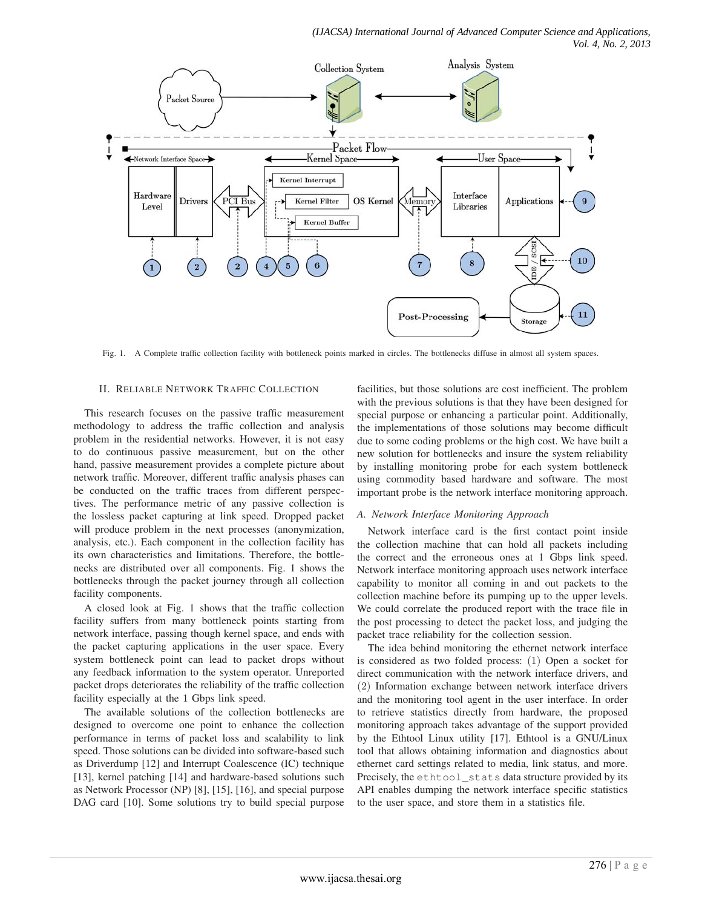Fig. 1. A Complete traffic collection facility with bottleneck points marked in circles. The bottlenecks diffuse in almost all system spaces.

## II. Reliable Network Traffic Collection

This research focuses on the passive traffic measurement methodology to address the traffic collection and analysis problem in the residential networks. However, it is not easy to do continuous passive measurement, but on the other hand, passive measurement provides a complete picture about network traffic. Moreover, different traffic analysis phases can be conducted on the traffic traces from different perspectives. The performance metric of any passive collection is the lossless packet capturing at link speed. Dropped packet will produce problem in the next processes (anonymization, analysis, etc.). Each component in the collection facility has its own characteristics and limitations. Therefore, the bottlenecks are distributed over all components. Fig. 1 shows the bottlenecks through the packet journey through all collection facility components.

A closed look at Fig. 1 shows that the traffic collection facility suffers from many bottleneck points starting from network interface, passing though kernel space, and ends with the packet capturing applications in the user space. Every system bottleneck point can lead to packet drops without any feedback information to the system operator. Unreported packet drops deteriorates the reliability of the traffic collection facility especially at the 1 Gbps link speed.

The available solutions of the collection bottlenecks are designed to overcome one point to enhance the collection performance in terms of packet loss and scalability to link speed. Those solutions can be divided into software-based such as Driverdump [12] and Interrupt Coalescence (IC) technique [13], kernel patching [14] and hardware-based solutions such as Network Processor (NP) [8], [15], [16], and special purpose DAG card [10]. Some solutions try to build special purpose facilities, but those solutions are cost inefficient. The problem with the previous solutions is that they have been designed for special purpose or enhancing a particular point. Additionally, the implementations of those solutions may become difficult due to some coding problems or the high cost. We have built a new solution for bottlenecks and insure the system reliability by installing monitoring probe for each system bottleneck using commodity based hardware and software. The most important probe is the network interface monitoring approach.

### A. Network Interface Monitoring Approach

Network interface card is the first contact point inside the collection machine that can hold all packets including the correct and the erroneous ones at 1 Gbps link speed. Network interface monitoring approach uses network interface capability to monitor all coming in and out packets to the collection machine before its pumping up to the upper levels. We could correlate the produced report with the trace file in the post processing to detect the packet loss, and judging the packet trace reliability for the collection session.

The idea behind monitoring the ethernet network interface is considered as two folded process: (1) Open a socket for direct communication with the network interface drivers, and (2) Information exchange between network interface drivers and the monitoring tool agent in the user interface. In order to retrieve statistics directly from hardware, the proposed monitoring approach takes advantage of the support provided by the Ethtool Linux utility [17]. Ethtool is a GNU/Linux tool that allows obtaining information and diagnostics about ethernet card settings related to media, link status, and more. Precisely, the `ethtool_stats` data structure provided by its API enables dumping the network interface specific statistics to the user space, and store them in a statistics file.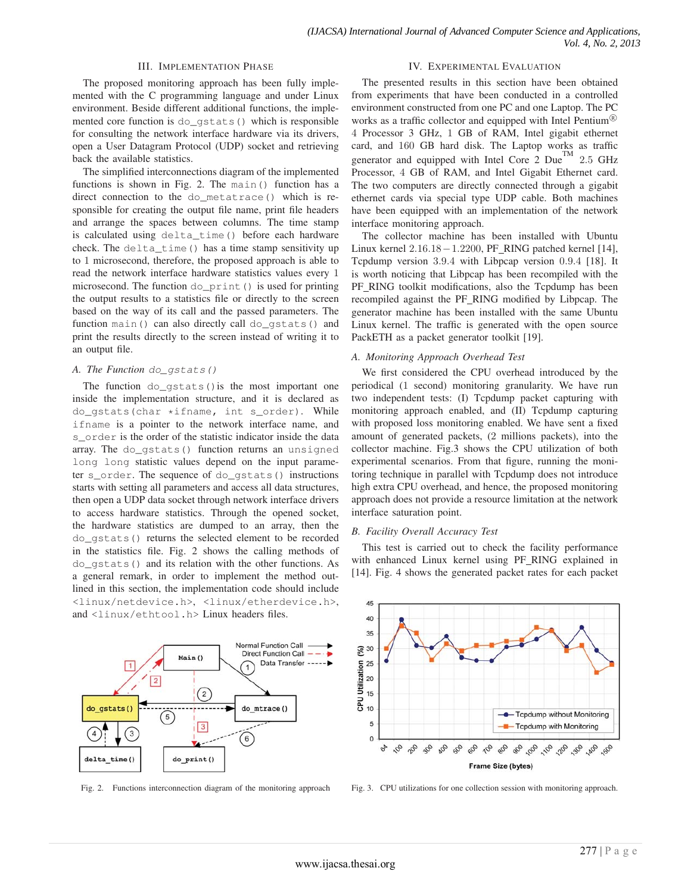## III. Implementation Phase

The proposed monitoring approach has been fully implemented with the C programming language and under Linux environment. Beside different additional functions, the implemented core function is `do_gstats()` which is responsible for consulting the network interface hardware via its drivers, open a User Datagram Protocol (UDP) socket and retrieving back the available statistics.

The simplified interconnections diagram of the implemented functions is shown in Fig. 2. The `main()` function has a direct connection to the `do_metatrace()` which is responsible for creating the output file name, print file headers and arrange the spaces between columns. The time stamp is calculated using `delta_time()` before each hardware check. The `delta_time()` has a time stamp sensitivity up to 1 microsecond, therefore, the proposed approach is able to read the network interface hardware statistics values every 1 microsecond. The function `do_print()` is used for printing the output results to a statistics file or directly to the screen based on the way of its call and the passed parameters. The function `main()` can also directly call `do_gstats()` and print the results directly to the screen instead of writing it to an output file.

### A. The Function `do_gstats()`

The function `do_gstats()` is the most important one inside the implementation structure, and it is declared as `do_gstats(char *ifname, int s_order)`. While `ifname` is a pointer to the network interface name, and `s_order` is the order of the statistic indicator inside the data array. The `do_gstats()` function returns an `unsigned long long` statistic values depend on the input parameter `s_order`. The sequence of `do_gstats()` instructions starts with setting all parameters and access all data structures, then open a UDP data socket through network interface drivers to access hardware statistics. Through the opened socket, the hardware statistics are dumped to an array, then the `do_gstats()` returns the selected element to be recorded in the statistics file. Fig. 2 shows the calling methods of `do_gstats()` and its relation with the other functions. As a general remark, in order to implement the method outlined in this section, the implementation code should include `<linux/netdevice.h>`, `<linux/etherdevice.h>`, and `<linux/ethtool.h>` Linux headers files.

Fig. 2. Functions interconnection diagram of the monitoring approach

## IV. Experimental Evaluation

The presented results in this section have been obtained from experiments that have been conducted in a controlled environment constructed from one PC and one Laptop. The PC works as a traffic collector and equipped with Intel Pentium® 4 Processor 3 GHz, 1 GB of RAM, Intel gigabit ethernet card, and 160 GB hard disk. The Laptop works as traffic generator and equipped with Intel Core 2 Due™ 2.5 GHz Processor, 4 GB of RAM, and Intel Gigabit Ethernet card. The two computers are directly connected through a gigabit ethernet cards via special type UDP cable. Both machines have been equipped with an implementation of the network interface monitoring approach.

The collector machine has been installed with Ubuntu Linux kernel 2.16.18 − 1.2200, PF_RING patched kernel [14], Tcpdump version 3.9.4 with Libpcap version 0.9.4 [18]. It is worth noticing that Libpcap has been recompiled with the PF_RING toolkit modifications, also the Tcpdump has been recompiled against the PF_RING modified by Libpcap. The generator machine has been installed with the same Ubuntu Linux kernel. The traffic is generated with the open source PackETH as a packet generator toolkit [19].

### A. Monitoring Approach Overhead Test

We first considered the CPU overhead introduced by the periodical (1 second) monitoring granularity. We have run two independent tests: (I) Tcpdump packet capturing with monitoring approach enabled, and (II) Tcpdump capturing with proposed loss monitoring enabled. We have sent a fixed amount of generated packets, (2 millions packets), into the collector machine. Fig.3 shows the CPU utilization of both experimental scenarios. From that figure, running the monitoring technique in parallel with Tcpdump does not introduce high extra CPU overhead, and hence, the proposed monitoring approach does not provide a resource limitation at the network interface saturation point.

### B. Facility Overall Accuracy Test

This test is carried out to check the facility performance with enhanced Linux kernel using PF_RING explained in [14]. Fig. 4 shows the generated packet rates for each packet

Fig. 3. CPU utilizations for one collection session with monitoring approach.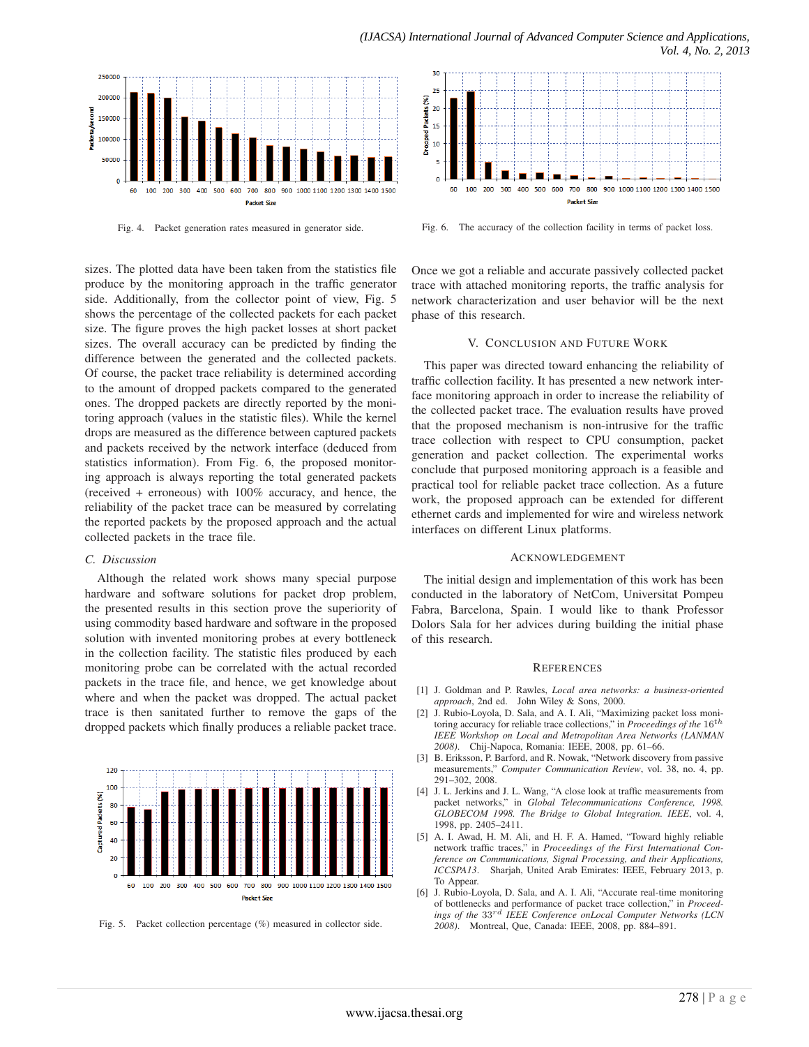Fig. 4. Packet generation rates measured in generator side.

Fig. 6. The accuracy of the collection facility in terms of packet loss.

sizes. The plotted data have been taken from the statistics file produce by the monitoring approach in the traffic generator side. Additionally, from the collector point of view, Fig. 5 shows the percentage of the collected packets for each packet size. The figure proves the high packet losses at short packet sizes. The overall accuracy can be predicted by finding the difference between the generated and the collected packets. Of course, the packet trace reliability is determined according to the amount of dropped packets compared to the generated ones. The dropped packets are directly reported by the monitoring approach (values in the statistic files). While the kernel drops are measured as the difference between captured packets and packets received by the network interface (deduced from statistics information). From Fig. 6, the proposed monitoring approach is always reporting the total generated packets (received + erroneous) with 100% accuracy, and hence, the reliability of the packet trace can be measured by correlating the reported packets by the proposed approach and the actual collected packets in the trace file.

### C. Discussion

Although the related work shows many special purpose hardware and software solutions for packet drop problem, the presented results in this section prove the superiority of using commodity based hardware and software in the proposed solution with invented monitoring probes at every bottleneck in the collection facility. The statistic files produced by each monitoring probe can be correlated with the actual recorded packets in the trace file, and hence, we get knowledge about where and when the packet was dropped. The actual packet trace is then sanitated further to remove the gaps of the dropped packets which finally produces a reliable packet trace.

Fig. 5. Packet collection percentage (%) measured in collector side.

Once we got a reliable and accurate passively collected packet trace with attached monitoring reports, the traffic analysis for network characterization and user behavior will be the next phase of this research.

## V. Conclusion and Future Work

This paper was directed toward enhancing the reliability of traffic collection facility. It has presented a new network interface monitoring approach in order to increase the reliability of the collected packet trace. The evaluation results have proved that the proposed mechanism is non-intrusive for the traffic trace collection with respect to CPU consumption, packet generation and packet collection. The experimental works conclude that purposed monitoring approach is a feasible and practical tool for reliable packet trace collection. As a future work, the proposed approach can be extended for different ethernet cards and implemented for wire and wireless network interfaces on different Linux platforms.

## Acknowledgement

The initial design and implementation of this work has been conducted in the laboratory of NetCom, Universitat Pompeu Fabra, Barcelona, Spain. I would like to thank Professor Dolors Sala for her advices during building the initial phase of this research.

## References

[1] J. Goldman and P. Rawles, *Local area networks: a business-oriented approach*, 2nd ed. John Wiley & Sons, 2000.

[2] J. Rubio-Loyola, D. Sala, and A. I. Ali, "Maximizing packet loss monitoring accuracy for reliable trace collections," in *Proceedings of the* $16^{th}$ *IEEE Workshop on Local and Metropolitan Area Networks (LANMAN 2008)*. Chij-Napoca, Romania: IEEE, 2008, pp. 61–66.

[3] B. Eriksson, P. Barford, and R. Nowak, "Network discovery from passive measurements," *Computer Communication Review*, vol. 38, no. 4, pp. 291–302, 2008.

[4] J. L. Jerkins and J. L. Wang, "A close look at traffic measurements from packet networks," in *Global Telecommunications Conference, 1998. GLOBECOM 1998. The Bridge to Global Integration. IEEE*, vol. 4, 1998, pp. 2405–2411.

[5] A. I. Awad, H. M. Ali, and H. F. A. Hamed, "Toward highly reliable network traffic traces," in *Proceedings of the First International Conference on Communications, Signal Processing, and their Applications, ICCSPA13*. Sharjah, United Arab Emirates: IEEE, February 2013, p. To Appear.

[6] J. Rubio-Loyola, D. Sala, and A. I. Ali, "Accurate real-time monitoring of bottlenecks and performance of packet trace collection," in *Proceedings of the* $33^{rd}$ *IEEE Conference onLocal Computer Networks (LCN 2008)*. Montreal, Que, Canada: IEEE, 2008, pp. 884–891.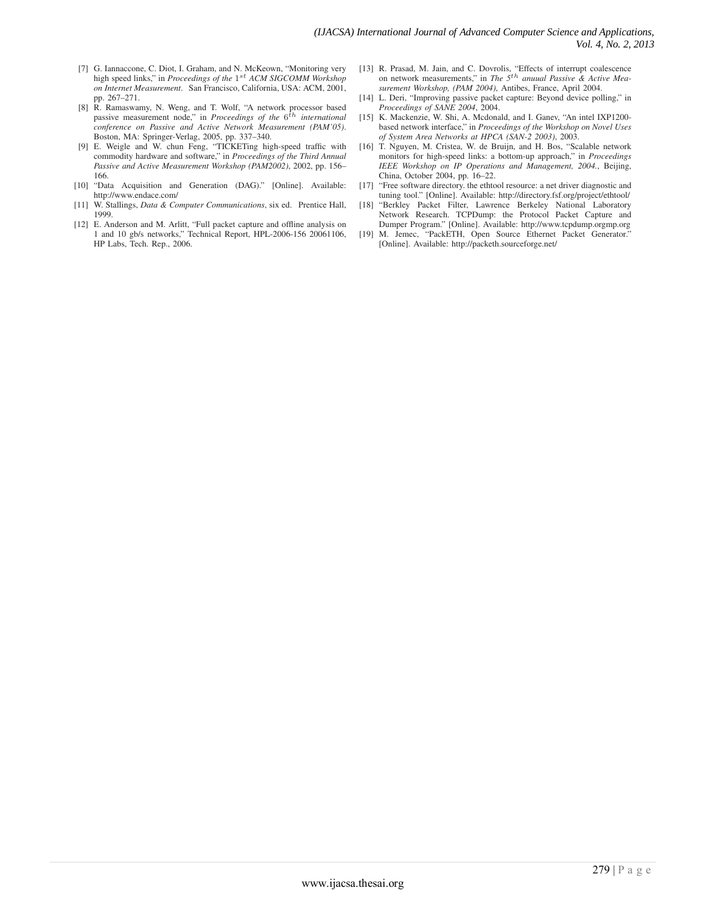[7] G. Iannaccone, C. Diot, I. Graham, and N. McKeown, "Monitoring very high speed links," in *Proceedings of the* $1^{st}$ *ACM SIGCOMM Workshop on Internet Measurement*. San Francisco, California, USA: ACM, 2001, pp. 267–271.

[8] R. Ramaswamy, N. Weng, and T. Wolf, "A network processor based passive measurement node," in *Proceedings of the* $6^{th}$ *international conference on Passive and Active Network Measurement (PAM'05)*. Boston, MA: Springer-Verlag, 2005, pp. 337–340.

[9] E. Weigle and W. chun Feng, "TICKETing high-speed traffic with commodity hardware and software," in *Proceedings of the Third Annual Passive and Active Measurement Workshop (PAM2002)*, 2002, pp. 156–166.

[10] "Data Acquisition and Generation (DAG)." [Online]. Available: http://www.endace.com/

[11] W. Stallings, *Data & Computer Communications*, six ed. Prentice Hall, 1999.

[12] E. Anderson and M. Arlitt, "Full packet capture and offline analysis on 1 and 10 gb/s networks," Technical Report, HPL-2006-156 20061106, HP Labs, Tech. Rep., 2006.

[13] R. Prasad, M. Jain, and C. Dovrolis, "Effects of interrupt coalescence on network measurements," in *The* $5^{th}$ *anuual Passive & Active Measurement Workshop, (PAM 2004)*, Antibes, France, April 2004.

[14] L. Deri, "Improving passive packet capture: Beyond device polling," in *Proceedings of SANE 2004*, 2004.

[15] K. Mackenzie, W. Shi, A. Mcdonald, and I. Ganev, "An intel IXP1200-based network interface," in *Proceedings of the Workshop on Novel Uses of System Area Networks at HPCA (SAN-2 2003)*, 2003.

[16] T. Nguyen, M. Cristea, W. de Bruijn, and H. Bos, "Scalable network monitors for high-speed links: a bottom-up approach," in *Proceedings IEEE Workshop on IP Operations and Management, 2004.*, Beijing, China, October 2004, pp. 16–22.

[17] "Free software directory. the ethtool resource: a net driver diagnostic and tuning tool." [Online]. Available: http://directory.fsf.org/project/ethtool/

[18] "Berkley Packet Filter, Lawrence Berkeley National Laboratory Network Research. TCPDump: the Protocol Packet Capture and Dumper Program." [Online]. Available: http://www.tcpdump.orgmp.org

[19] M. Jemec, "PackETH, Open Source Ethernet Packet Generator." [Online]. Available: http://packeth.sourceforge.net/